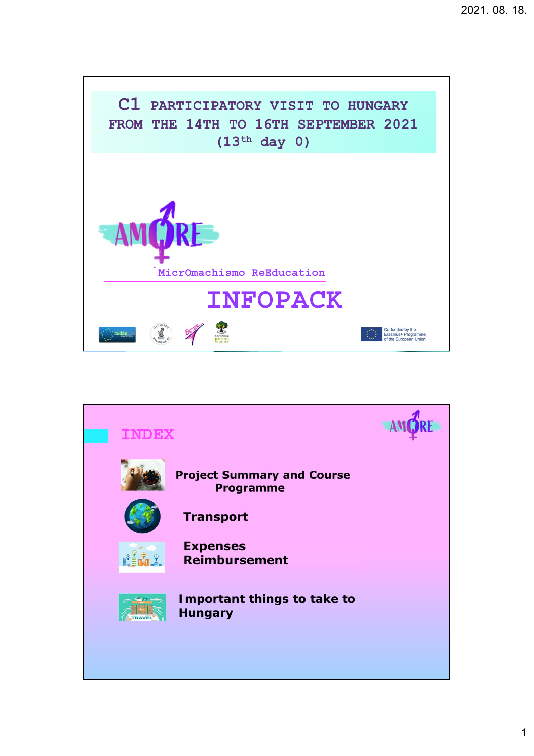# C1 PARTICIPATORY VISIT TO HUNGARY FROM THE 14TH TO 16TH SEPTEMBER 2021 (13th day 0)

AMORE

MicrOmachismo ReEducation

# INFOPACK

Co-funded by the Erasmus+ Programme of the European Union

## INDEX

- Project Summary and Course Programme
- Transport
- Expenses Reimbursement
- Important things to take to Hungary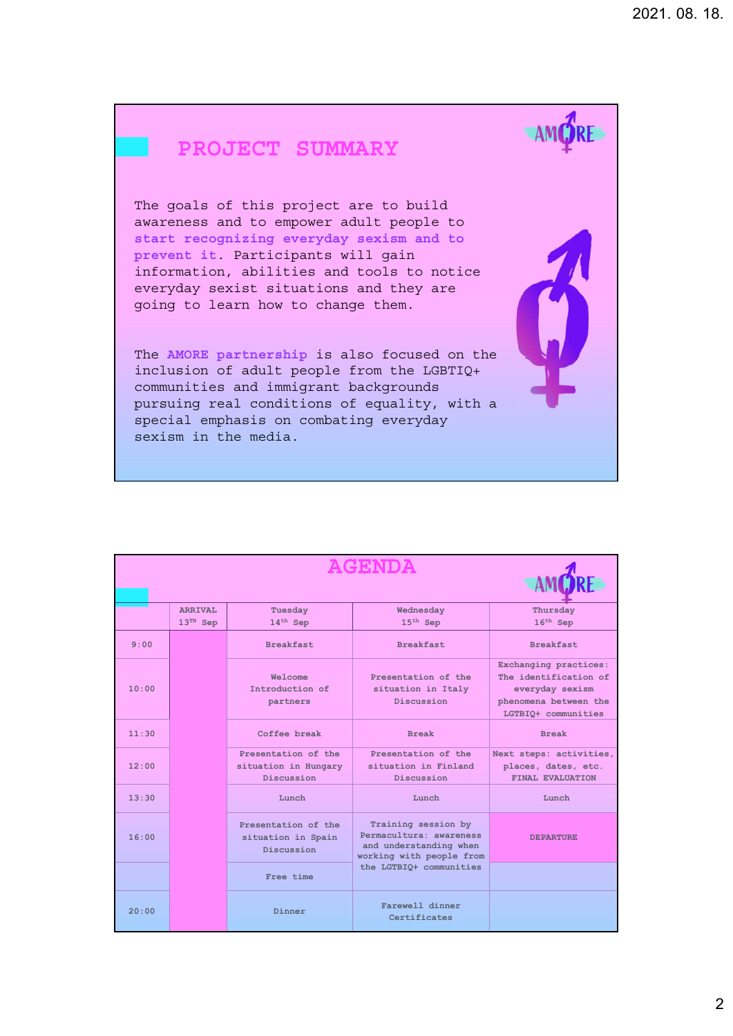## PROJECT SUMMARY

The goals of this project are to build awareness and to empower adult people to **start recognizing everyday sexism and to prevent it**. Participants will gain information, abilities and tools to notice everyday sexist situations and they are going to learn how to change them.

The **AMORE partnership** is also focused on the inclusion of adult people from the LGBTIQ+ communities and immigrant backgrounds pursuing real conditions of equality, with a special emphasis on combating everyday sexism in the media.

## AGENDA

| | ARRIVAL 13TH Sep | Tuesday 14th Sep | Wednesday 15th Sep | Thursday 16th Sep |
|---|---|---|---|---|
| 9:00 | | Breakfast | Breakfast | Breakfast |
| 10:00 | | Welcome Introduction of partners | Presentation of the situation in Italy Discussion | Exchanging practices: The identification of everyday sexism phenomena between the LGTBIQ+ communities |
| 11:30 | | Coffee break | Break | Break |
| 12:00 | | Presentation of the situation in Hungary Discussion | Presentation of the situation in Finland Discussion | Next steps: activities, places, dates, etc. FINAL EVALUATION |
| 13:30 | | Lunch | Lunch | Lunch |
| 16:00 | | Presentation of the situation in Spain Discussion | Training session by Permacultura: awareness and understanding when working with people from the LGTBIQ+ communities | DEPARTURE |
| | | Free time | | |
| 20:00 | | Dinner | Farewell dinner Certificates | |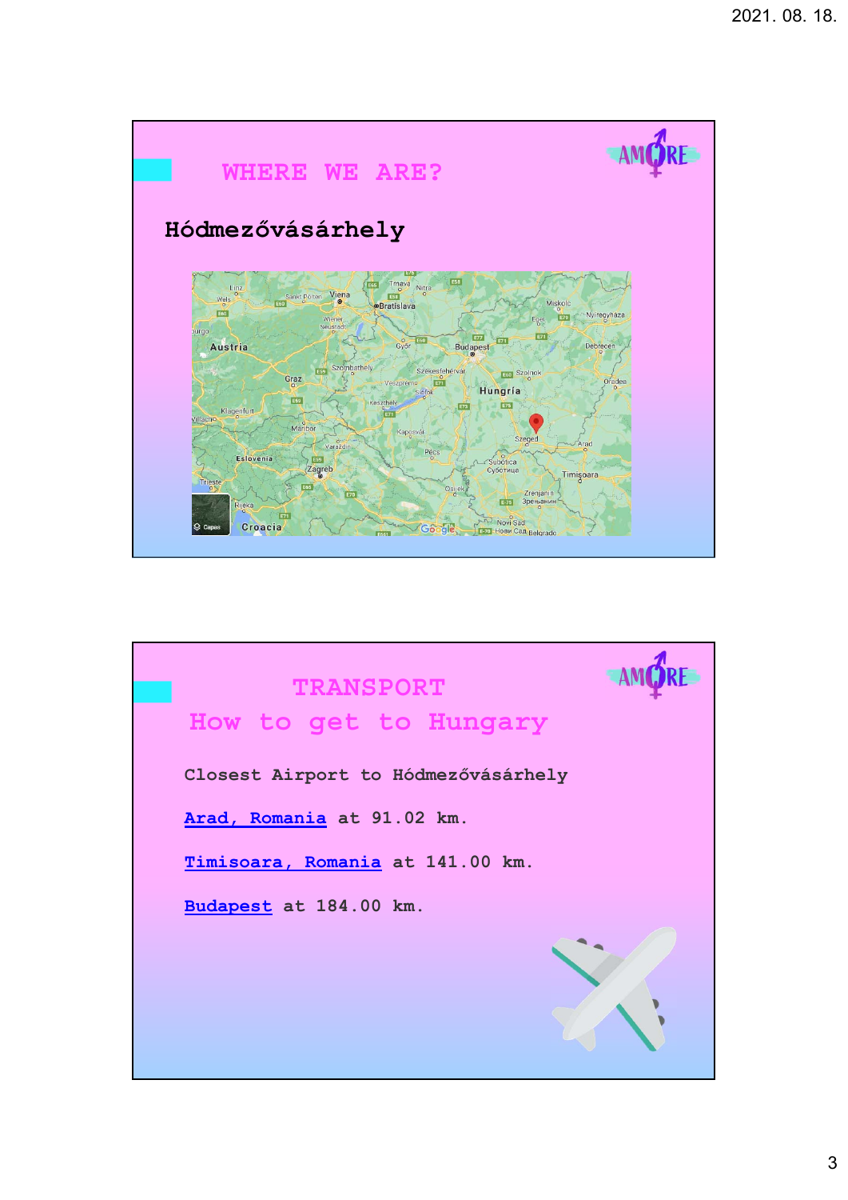## WHERE WE ARE?

**Hódmezővásárhely**

## TRANSPORT

### How to get to Hungary

Closest Airport to Hódmezővásárhely

[Arad, Romania](#) at 91.02 km.

[Timisoara, Romania](#) at 141.00 km.

[Budapest](#) at 184.00 km.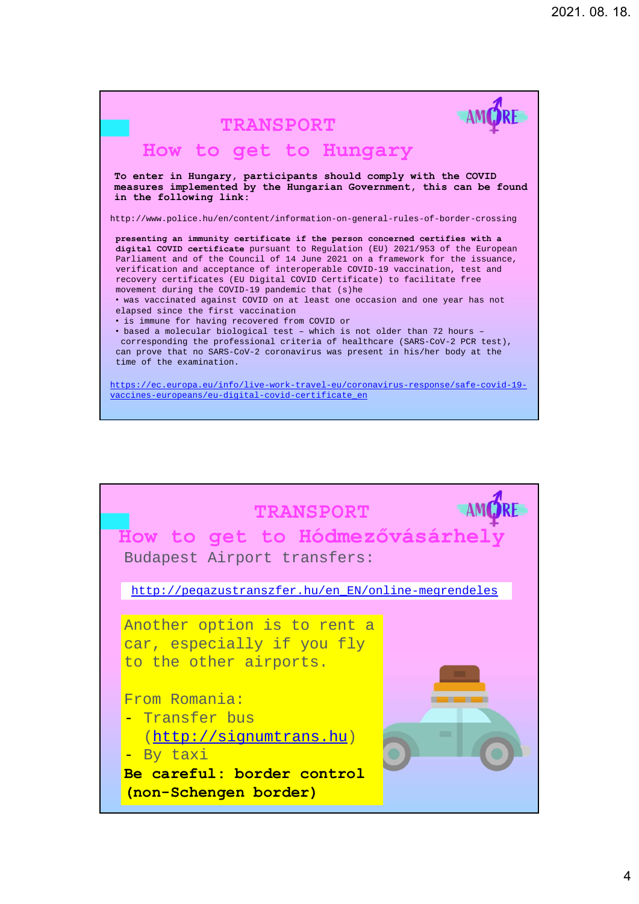# TRANSPORT

## How to get to Hungary

**To enter in Hungary, participants should comply with the COVID measures implemented by the Hungarian Government, this can be found in the following link:**

http://www.police.hu/en/content/information-on-general-rules-of-border-crossing

**presenting an immunity certificate if the person concerned certifies with a digital COVID certificate** pursuant to Regulation (EU) 2021/953 of the European Parliament and of the Council of 14 June 2021 on a framework for the issuance, verification and acceptance of interoperable COVID-19 vaccination, test and recovery certificates (EU Digital COVID Certificate) to facilitate free movement during the COVID-19 pandemic that (s)he

- was vaccinated against COVID on at least one occasion and one year has not elapsed since the first vaccination
- is immune for having recovered from COVID or
- based a molecular biological test – which is not older than 72 hours – corresponding the professional criteria of healthcare (SARS-CoV-2 PCR test), can prove that no SARS-CoV-2 coronavirus was present in his/her body at the time of the examination.

https://ec.europa.eu/info/live-work-travel-eu/coronavirus-response/safe-covid-19-vaccines-europeans/eu-digital-covid-certificate_en

# TRANSPORT

## How to get to Hódmezővásárhely

Budapest Airport transfers:

http://pegazustranszfer.hu/en_EN/online-megrendeles

Another option is to rent a car, especially if you fly to the other airports.

From Romania:
- Transfer bus (http://signumtrans.hu)
- By taxi

**Be careful: border control (non-Schengen border)**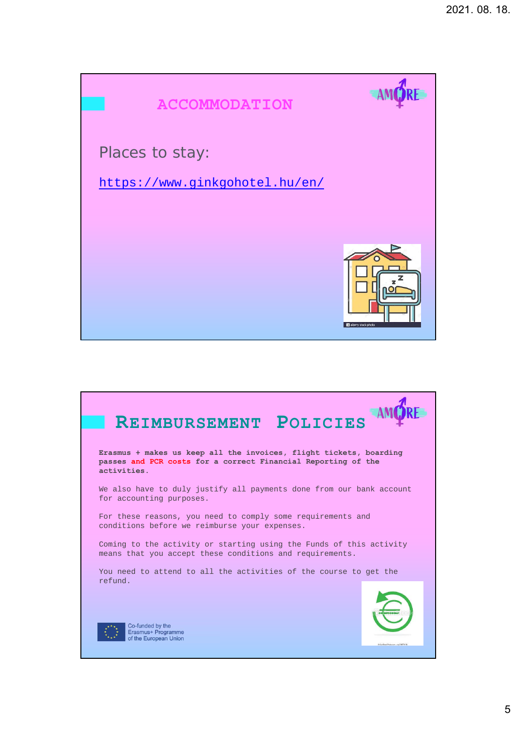## ACCOMMODATION

Places to stay:

https://www.ginkgohotel.hu/en/

## Reimbursement Policies

**Erasmus + makes us keep all the invoices, flight tickets, boarding passes and PCR costs for a correct Financial Reporting of the activities.**

We also have to duly justify all payments done from our bank account for accounting purposes.

For these reasons, you need to comply some requirements and conditions before we reimburse your expenses.

Coming to the activity or starting using the Funds of this activity means that you accept these conditions and requirements.

You need to attend to all the activities of the course to get the refund.

Co-funded by the Erasmus+ Programme of the European Union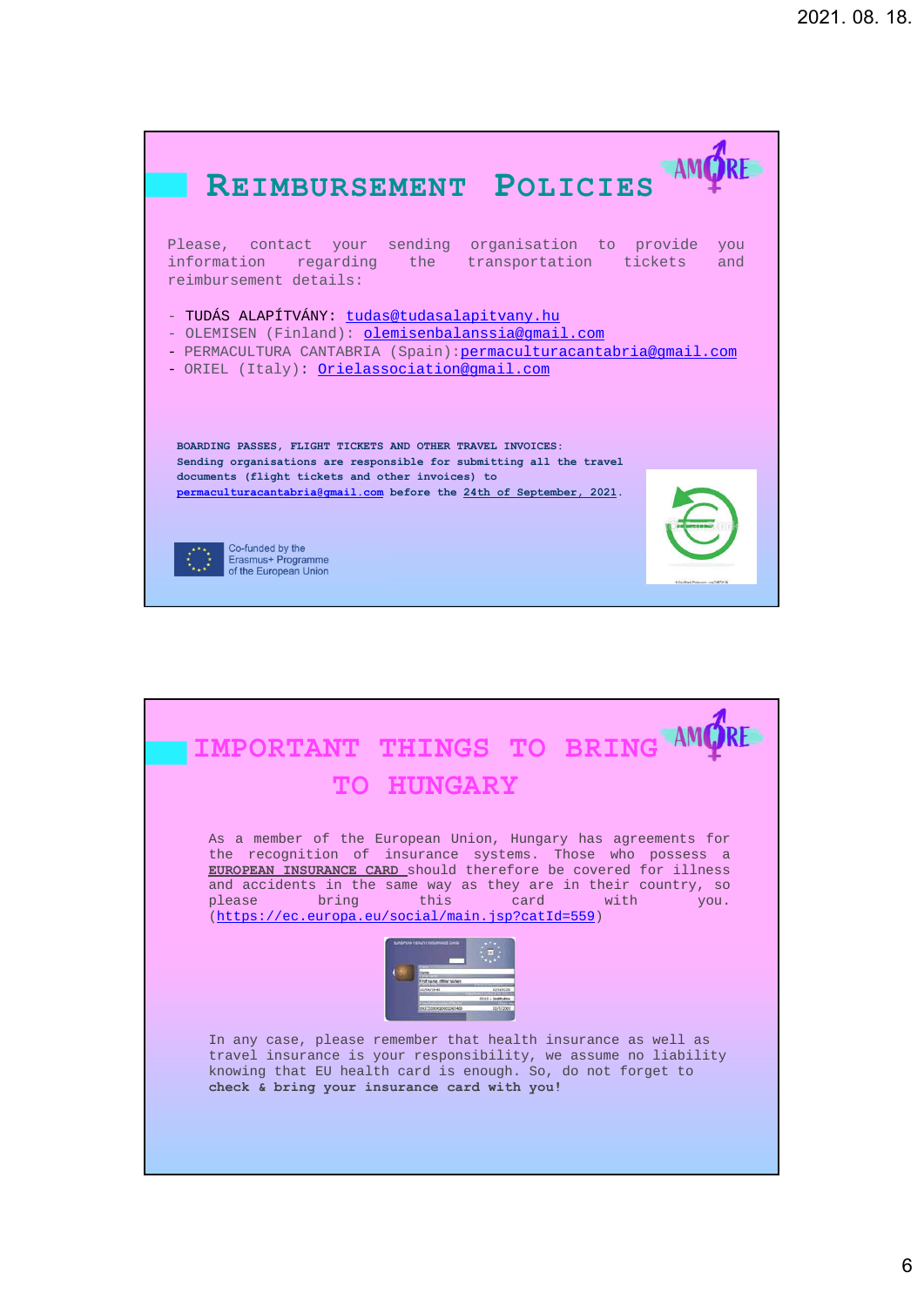## Reimbursement Policies

Please, contact your sending organisation to provide you information regarding the transportation tickets and reimbursement details:

- TUDÁS ALAPÍTVÁNY: tudas@tudasalapitvany.hu
- OLEMISEN (Finland): olemisenbalanssia@gmail.com
- PERMACULTURA CANTABRIA (Spain):permaculturacantabria@gmail.com
- ORIEL (Italy): Orielassociation@gmail.com

**BOARDING PASSES, FLIGHT TICKETS AND OTHER TRAVEL INVOICES:**
**Sending organisations are responsible for submitting all the travel documents (flight tickets and other invoices) to permaculturacantabria@gmail.com before the 24th of September, 2021.**

Co-funded by the Erasmus+ Programme of the European Union

## IMPORTANT THINGS TO BRING TO HUNGARY

As a member of the European Union, Hungary has agreements for the recognition of insurance systems. Those who possess a **EUROPEAN INSURANCE CARD** should therefore be covered for illness and accidents in the same way as they are in their country, so please bring this card with you. (https://ec.europa.eu/social/main.jsp?catId=559)

In any case, please remember that health insurance as well as travel insurance is your responsibility, we assume no liability knowing that EU health card is enough. So, do not forget to **check & bring your insurance card with you!**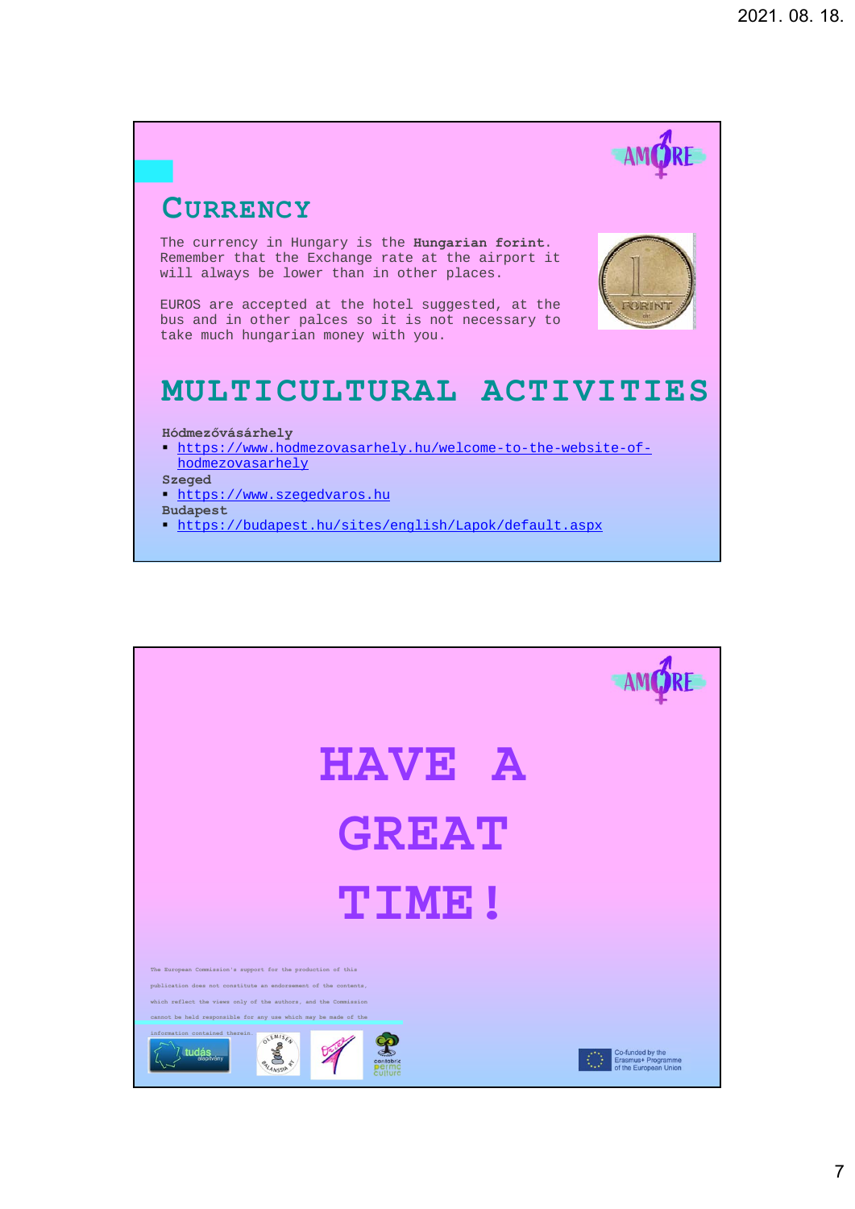## CURRENCY

The currency in Hungary is the **Hungarian forint**. Remember that the Exchange rate at the airport it will always be lower than in other places.

EUROS are accepted at the hotel suggested, at the bus and in other palces so it is not necessary to take much hungarian money with you.

## MULTICULTURAL ACTIVITIES

**Hódmezővásárhely**

- https://www.hodmezovasarhely.hu/welcome-to-the-website-of-hodmezovasarhely

**Szeged**

- https://www.szegedvaros.hu

**Budapest**

- https://budapest.hu/sites/english/Lapok/default.aspx

# HAVE A GREAT TIME!

The European Commission's support for the production of this publication does not constitute an endorsement of the contents, which reflect the views only of the authors, and the Commission cannot be held responsible for any use which may be made of the information contained therein.

Co-funded by the Erasmus+ Programme of the European Union